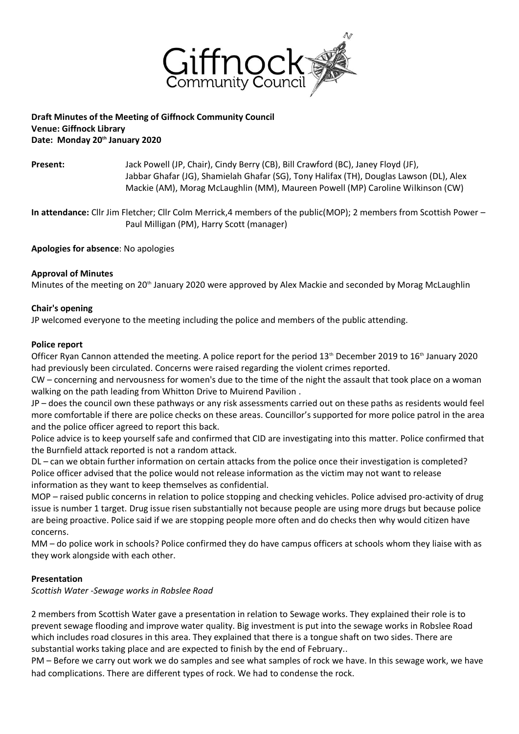**Draft Minutes of the Meeting of Giffnock Community Council**
**Venue: Giffnock Library**
**Date: Monday 20th January 2020**

**Present:** Jack Powell (JP, Chair), Cindy Berry (CB), Bill Crawford (BC), Janey Floyd (JF), Jabbar Ghafar (JG), Shamielah Ghafar (SG), Tony Halifax (TH), Douglas Lawson (DL), Alex Mackie (AM), Morag McLaughlin (MM), Maureen Powell (MP) Caroline Wilkinson (CW)

**In attendance:** Cllr Jim Fletcher; Cllr Colm Merrick,4 members of the public(MOP); 2 members from Scottish Power – Paul Milligan (PM), Harry Scott (manager)

**Apologies for absence**: No apologies

**Approval of Minutes**

Minutes of the meeting on 20th January 2020 were approved by Alex Mackie and seconded by Morag McLaughlin

**Chair's opening**

JP welcomed everyone to the meeting including the police and members of the public attending.

**Police report**

Officer Ryan Cannon attended the meeting. A police report for the period 13th December 2019 to 16th January 2020 had previously been circulated. Concerns were raised regarding the violent crimes reported.

CW – concerning and nervousness for women's due to the time of the night the assault that took place on a woman walking on the path leading from Whitton Drive to Muirend Pavilion .

JP – does the council own these pathways or any risk assessments carried out on these paths as residents would feel more comfortable if there are police checks on these areas. Councillor's supported for more police patrol in the area and the police officer agreed to report this back.

Police advice is to keep yourself safe and confirmed that CID are investigating into this matter. Police confirmed that the Burnfield attack reported is not a random attack.

DL – can we obtain further information on certain attacks from the police once their investigation is completed? Police officer advised that the police would not release information as the victim may not want to release information as they want to keep themselves as confidential.

MOP – raised public concerns in relation to police stopping and checking vehicles. Police advised pro-activity of drug issue is number 1 target. Drug issue risen substantially not because people are using more drugs but because police are being proactive. Police said if we are stopping people more often and do checks then why would citizen have concerns.

MM – do police work in schools? Police confirmed they do have campus officers at schools whom they liaise with as they work alongside with each other.

**Presentation**

*Scottish Water -Sewage works in Robslee Road*

2 members from Scottish Water gave a presentation in relation to Sewage works. They explained their role is to prevent sewage flooding and improve water quality. Big investment is put into the sewage works in Robslee Road which includes road closures in this area. They explained that there is a tongue shaft on two sides. There are substantial works taking place and are expected to finish by the end of February..

PM – Before we carry out work we do samples and see what samples of rock we have. In this sewage work, we have had complications. There are different types of rock. We had to condense the rock.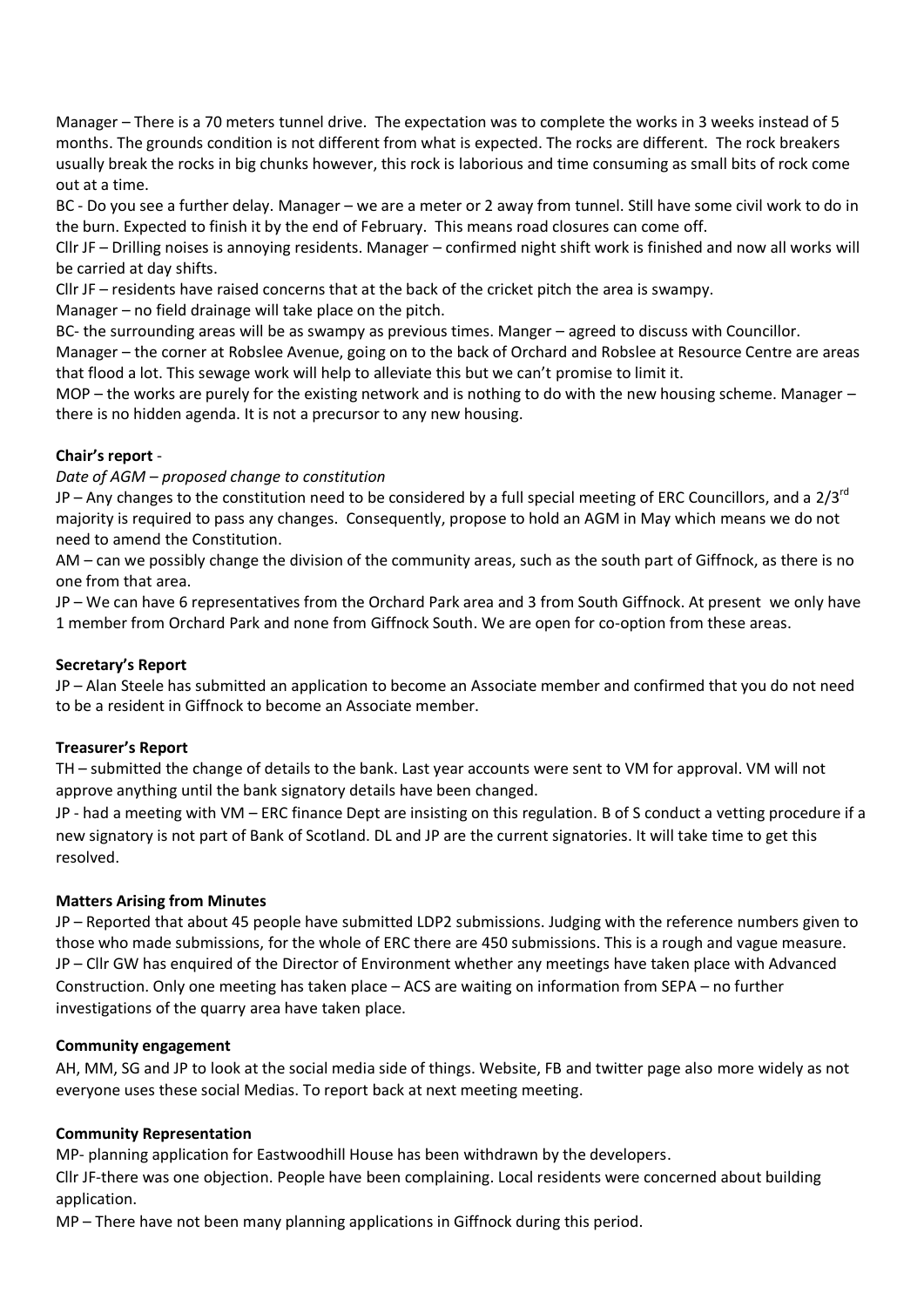Manager – There is a 70 meters tunnel drive. The expectation was to complete the works in 3 weeks instead of 5 months. The grounds condition is not different from what is expected. The rocks are different. The rock breakers usually break the rocks in big chunks however, this rock is laborious and time consuming as small bits of rock come out at a time.

BC - Do you see a further delay. Manager – we are a meter or 2 away from tunnel. Still have some civil work to do in the burn. Expected to finish it by the end of February. This means road closures can come off.

Cllr JF – Drilling noises is annoying residents. Manager – confirmed night shift work is finished and now all works will be carried at day shifts.

Cllr JF – residents have raised concerns that at the back of the cricket pitch the area is swampy.

Manager – no field drainage will take place on the pitch.

BC- the surrounding areas will be as swampy as previous times. Manger – agreed to discuss with Councillor.

Manager – the corner at Robslee Avenue, going on to the back of Orchard and Robslee at Resource Centre are areas that flood a lot. This sewage work will help to alleviate this but we can't promise to limit it.

MOP – the works are purely for the existing network and is nothing to do with the new housing scheme. Manager – there is no hidden agenda. It is not a precursor to any new housing.

**Chair's report** -

*Date of AGM – proposed change to constitution*

JP – Any changes to the constitution need to be considered by a full special meeting of ERC Councillors, and a 2/3rd majority is required to pass any changes. Consequently, propose to hold an AGM in May which means we do not need to amend the Constitution.

AM – can we possibly change the division of the community areas, such as the south part of Giffnock, as there is no one from that area.

JP – We can have 6 representatives from the Orchard Park area and 3 from South Giffnock. At present we only have 1 member from Orchard Park and none from Giffnock South. We are open for co-option from these areas.

**Secretary's Report**

JP – Alan Steele has submitted an application to become an Associate member and confirmed that you do not need to be a resident in Giffnock to become an Associate member.

**Treasurer's Report**

TH – submitted the change of details to the bank. Last year accounts were sent to VM for approval. VM will not approve anything until the bank signatory details have been changed.

JP - had a meeting with VM – ERC finance Dept are insisting on this regulation. B of S conduct a vetting procedure if a new signatory is not part of Bank of Scotland. DL and JP are the current signatories. It will take time to get this resolved.

**Matters Arising from Minutes**

JP – Reported that about 45 people have submitted LDP2 submissions. Judging with the reference numbers given to those who made submissions, for the whole of ERC there are 450 submissions. This is a rough and vague measure.

JP – Cllr GW has enquired of the Director of Environment whether any meetings have taken place with Advanced Construction. Only one meeting has taken place – ACS are waiting on information from SEPA – no further investigations of the quarry area have taken place.

**Community engagement**

AH, MM, SG and JP to look at the social media side of things. Website, FB and twitter page also more widely as not everyone uses these social Medias. To report back at next meeting meeting.

**Community Representation**

MP- planning application for Eastwoodhill House has been withdrawn by the developers.

Cllr JF-there was one objection. People have been complaining. Local residents were concerned about building application.

MP – There have not been many planning applications in Giffnock during this period.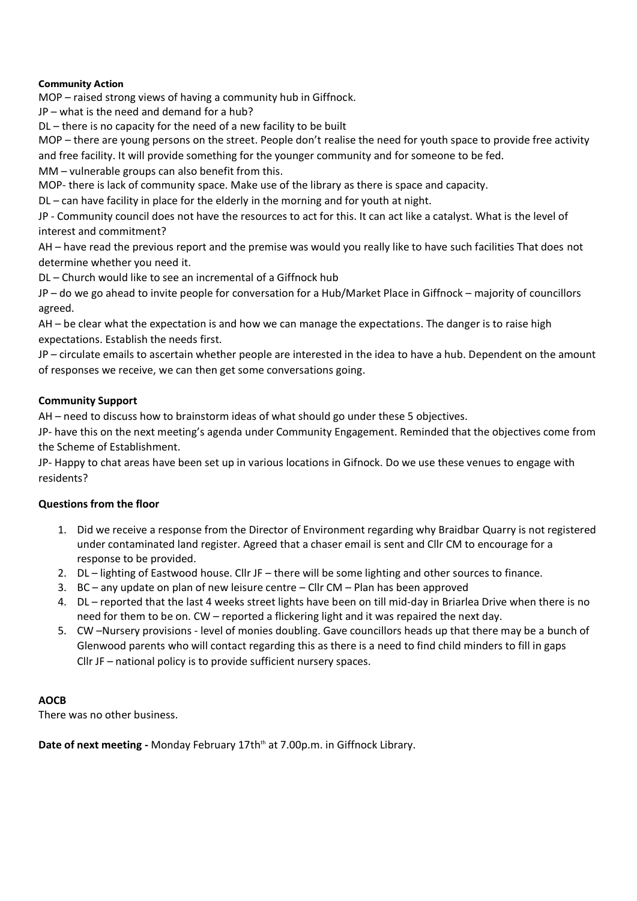**Community Action**

MOP – raised strong views of having a community hub in Giffnock.

JP – what is the need and demand for a hub?

DL – there is no capacity for the need of a new facility to be built

MOP – there are young persons on the street. People don't realise the need for youth space to provide free activity and free facility. It will provide something for the younger community and for someone to be fed.

MM – vulnerable groups can also benefit from this.

MOP- there is lack of community space. Make use of the library as there is space and capacity.

DL – can have facility in place for the elderly in the morning and for youth at night.

JP - Community council does not have the resources to act for this. It can act like a catalyst. What is the level of interest and commitment?

AH – have read the previous report and the premise was would you really like to have such facilities That does not determine whether you need it.

DL – Church would like to see an incremental of a Giffnock hub

JP – do we go ahead to invite people for conversation for a Hub/Market Place in Giffnock – majority of councillors agreed.

AH – be clear what the expectation is and how we can manage the expectations. The danger is to raise high expectations. Establish the needs first.

JP – circulate emails to ascertain whether people are interested in the idea to have a hub. Dependent on the amount of responses we receive, we can then get some conversations going.

**Community Support**

AH – need to discuss how to brainstorm ideas of what should go under these 5 objectives.

JP- have this on the next meeting's agenda under Community Engagement. Reminded that the objectives come from the Scheme of Establishment.

JP- Happy to chat areas have been set up in various locations in Gifnock. Do we use these venues to engage with residents?

**Questions from the floor**

1. Did we receive a response from the Director of Environment regarding why Braidbar Quarry is not registered under contaminated land register. Agreed that a chaser email is sent and Cllr CM to encourage for a response to be provided.
2. DL – lighting of Eastwood house. Cllr JF – there will be some lighting and other sources to finance.
3. BC – any update on plan of new leisure centre – Cllr CM – Plan has been approved
4. DL – reported that the last 4 weeks street lights have been on till mid-day in Briarlea Drive when there is no need for them to be on. CW – reported a flickering light and it was repaired the next day.
5. CW –Nursery provisions - level of monies doubling. Gave councillors heads up that there may be a bunch of Glenwood parents who will contact regarding this as there is a need to find child minders to fill in gaps
   Cllr JF – national policy is to provide sufficient nursery spaces.

**AOCB**

There was no other business.

**Date of next meeting -** Monday February 17th[th] at 7.00p.m. in Giffnock Library.